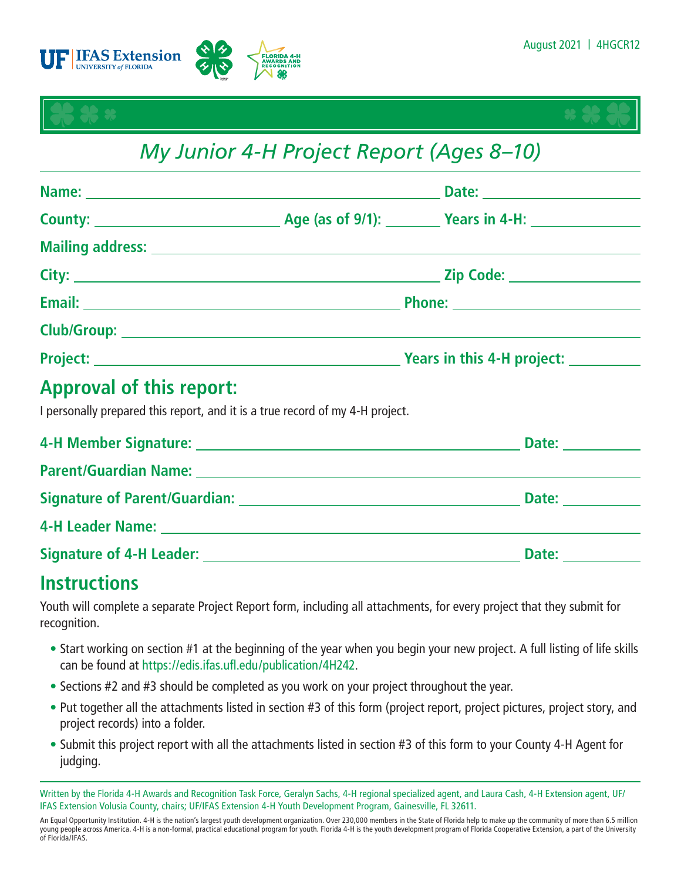August 2021 | 4HGCR12

# My Junior 4-H Project Report (Ages 8–10)

**Name:** ______________________________ **Date:** ______________

**County:** ______________ **Age (as of 9/1):** ______ **Years in 4-H:** ______

**Mailing address:** ______________________________________________

**City:** ______________________________ **Zip Code:** ______________

**Email:** ______________________________ **Phone:** ______________

**Club/Group:** ______________________________________________

**Project:** ______________________________ **Years in this 4-H project:** ______

## Approval of this report:

I personally prepared this report, and it is a true record of my 4-H project.

**4-H Member Signature:** ______________________________ **Date:** ______

**Parent/Guardian Name:** ______________________________________________

**Signature of Parent/Guardian:** ______________________________ **Date:** ______

**4-H Leader Name:** ______________________________________________

**Signature of 4-H Leader:** ______________________________ **Date:** ______

## Instructions

Youth will complete a separate Project Report form, including all attachments, for every project that they submit for recognition.

- Start working on section #1 at the beginning of the year when you begin your new project. A full listing of life skills can be found at https://edis.ifas.ufl.edu/publication/4H242.
- Sections #2 and #3 should be completed as you work on your project throughout the year.
- Put together all the attachments listed in section #3 of this form (project report, project pictures, project story, and project records) into a folder.
- Submit this project report with all the attachments listed in section #3 of this form to your County 4-H Agent for judging.

Written by the Florida 4-H Awards and Recognition Task Force, Geralyn Sachs, 4-H regional specialized agent, and Laura Cash, 4-H Extension agent, UF/IFAS Extension Volusia County, chairs; UF/IFAS Extension 4-H Youth Development Program, Gainesville, FL 32611.

An Equal Opportunity Institution. 4-H is the nation's largest youth development organization. Over 230,000 members in the State of Florida help to make up the community of more than 6.5 million young people across America. 4-H is a non-formal, practical educational program for youth. Florida 4-H is the youth development program of Florida Cooperative Extension, a part of the University of Florida/IFAS.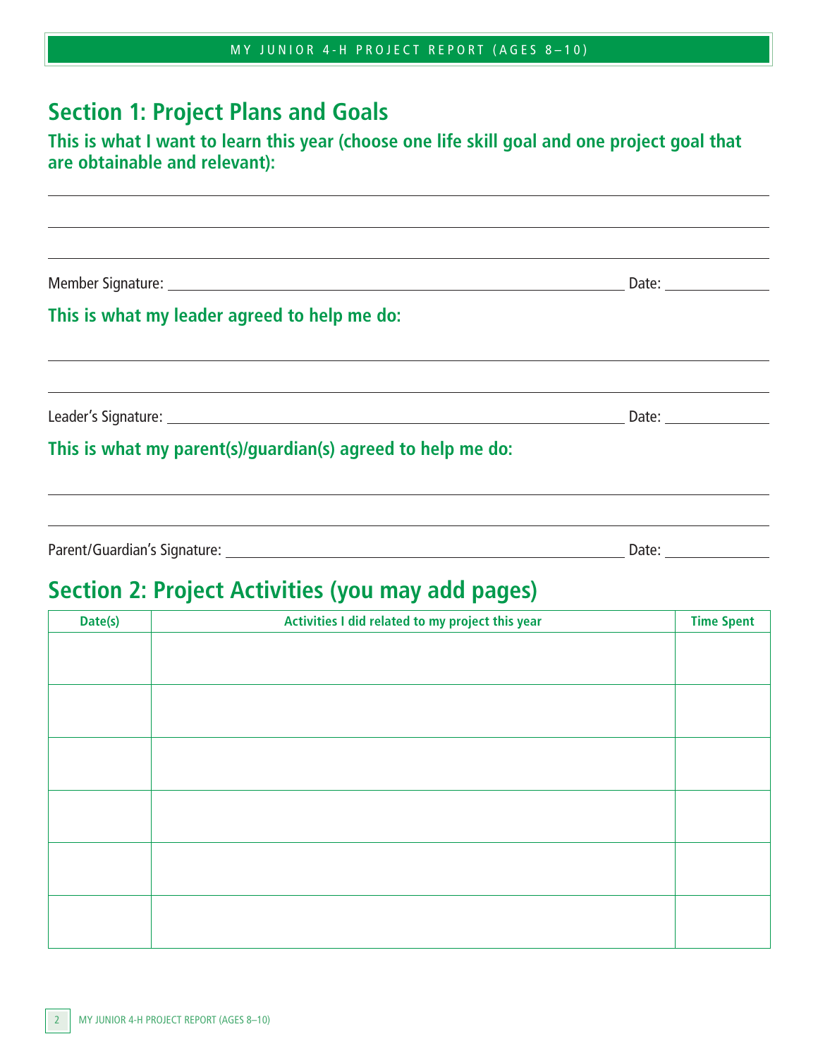## Section 1: Project Plans and Goals

**This is what I want to learn this year (choose one life skill goal and one project goal that are obtainable and relevant):**

_______________________________________________

_______________________________________________

_______________________________________________

Member Signature: _______________________________ Date: ____________

**This is what my leader agreed to help me do:**

_______________________________________________

_______________________________________________

Leader's Signature: _______________________________ Date: ____________

**This is what my parent(s)/guardian(s) agreed to help me do:**

_______________________________________________

_______________________________________________

Parent/Guardian's Signature: _______________________________ Date: ____________

## Section 2: Project Activities (you may add pages)

| Date(s) | Activities I did related to my project this year | Time Spent |
|---|---|---|
| | | |
| | | |
| | | |
| | | |
| | | |
| | | |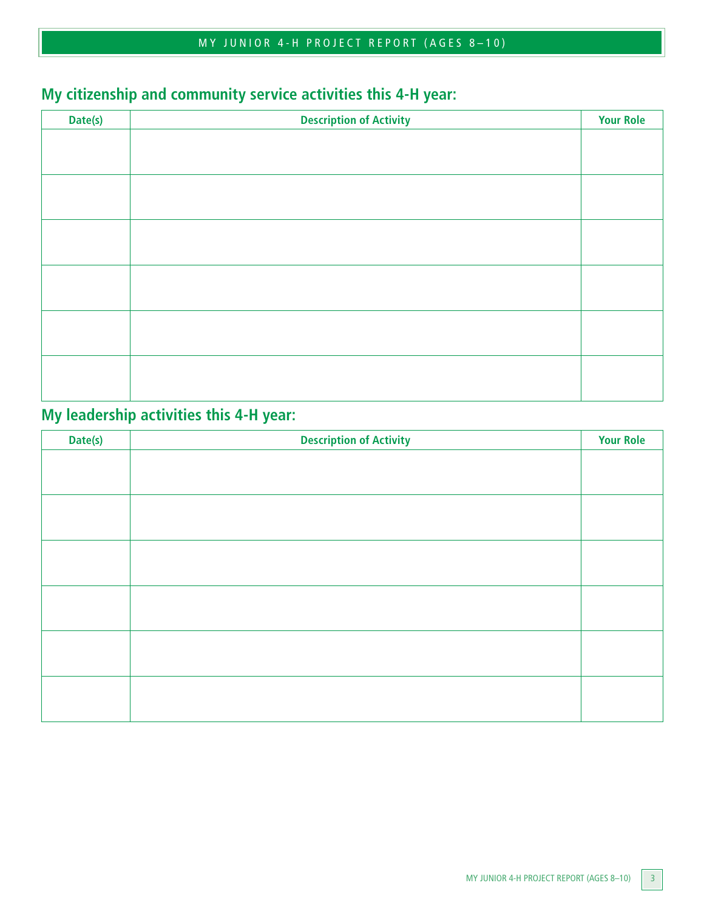## My citizenship and community service activities this 4-H year:

| Date(s) | Description of Activity | Your Role |
|---|---|---|
| | | |
| | | |
| | | |
| | | |
| | | |
| | | |

## My leadership activities this 4-H year:

| Date(s) | Description of Activity | Your Role |
|---|---|---|
| | | |
| | | |
| | | |
| | | |
| | | |
| | | |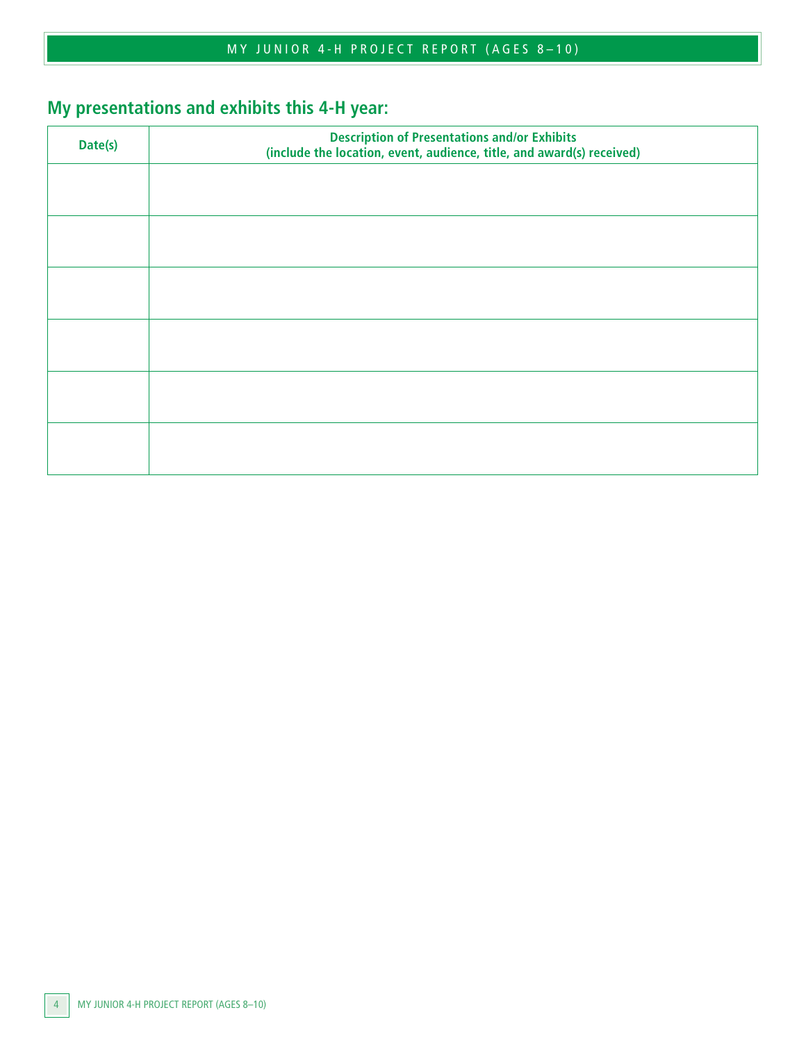## My presentations and exhibits this 4-H year:

| Date(s) | Description of Presentations and/or Exhibits (include the location, event, audience, title, and award(s) received) |
|---|---|
| | |
| | |
| | |
| | |
| | |
| | |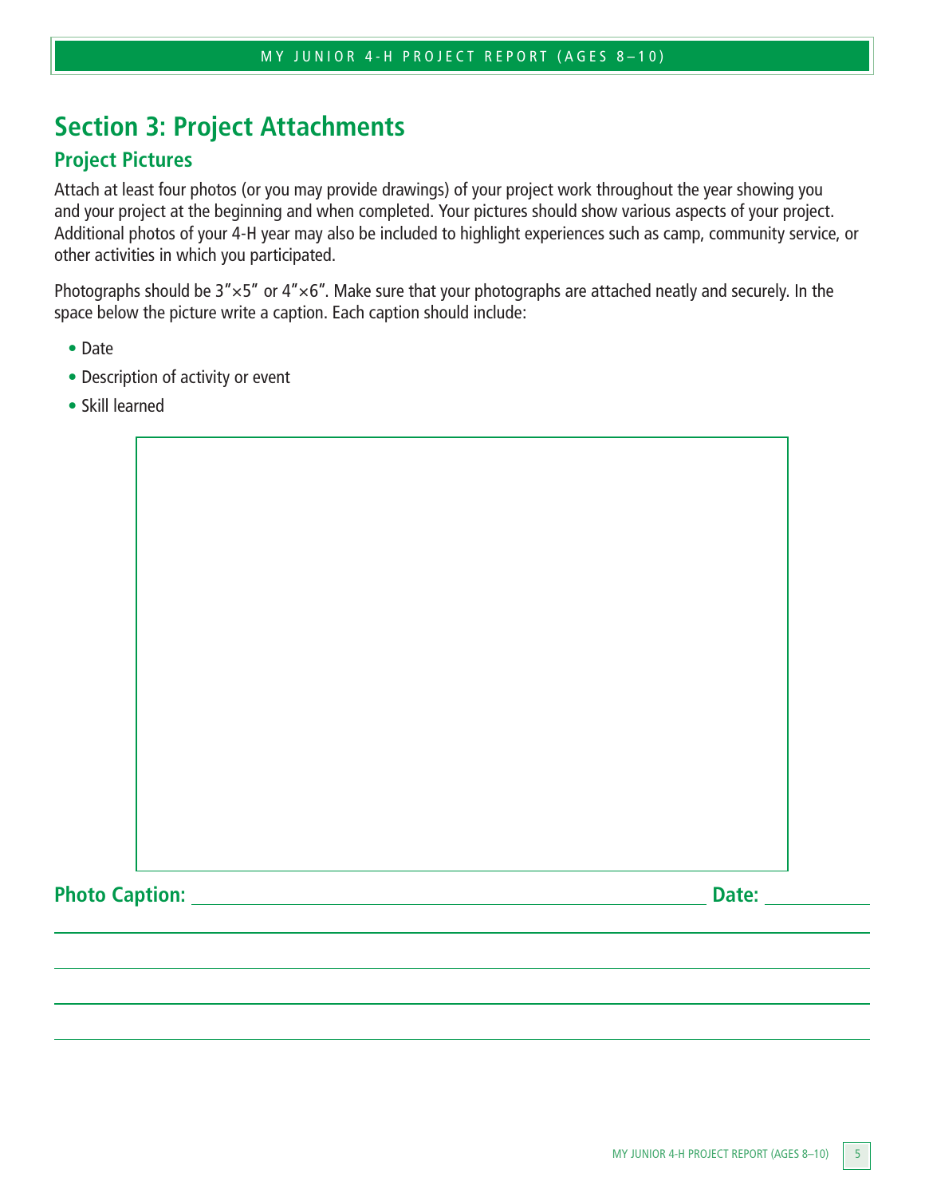# Section 3: Project Attachments

## Project Pictures

Attach at least four photos (or you may provide drawings) of your project work throughout the year showing you and your project at the beginning and when completed. Your pictures should show various aspects of your project. Additional photos of your 4-H year may also be included to highlight experiences such as camp, community service, or other activities in which you participated.

Photographs should be 3″×5″ or 4″×6″. Make sure that your photographs are attached neatly and securely. In the space below the picture write a caption. Each caption should include:

- Date
- Description of activity or event
- Skill learned

**Photo Caption:** ______________________________ **Date:** __________

______________________________________________

______________________________________________

______________________________________________

______________________________________________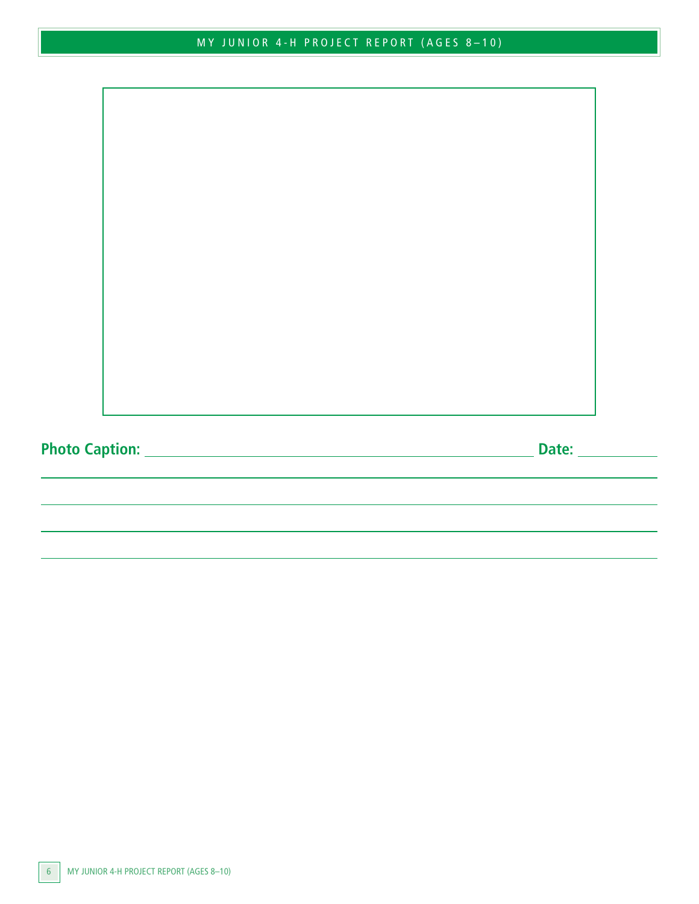**Photo Caption:** ________________________________________________ **Date:** __________

________________________________________________________________________________

________________________________________________________________________________

________________________________________________________________________________

________________________________________________________________________________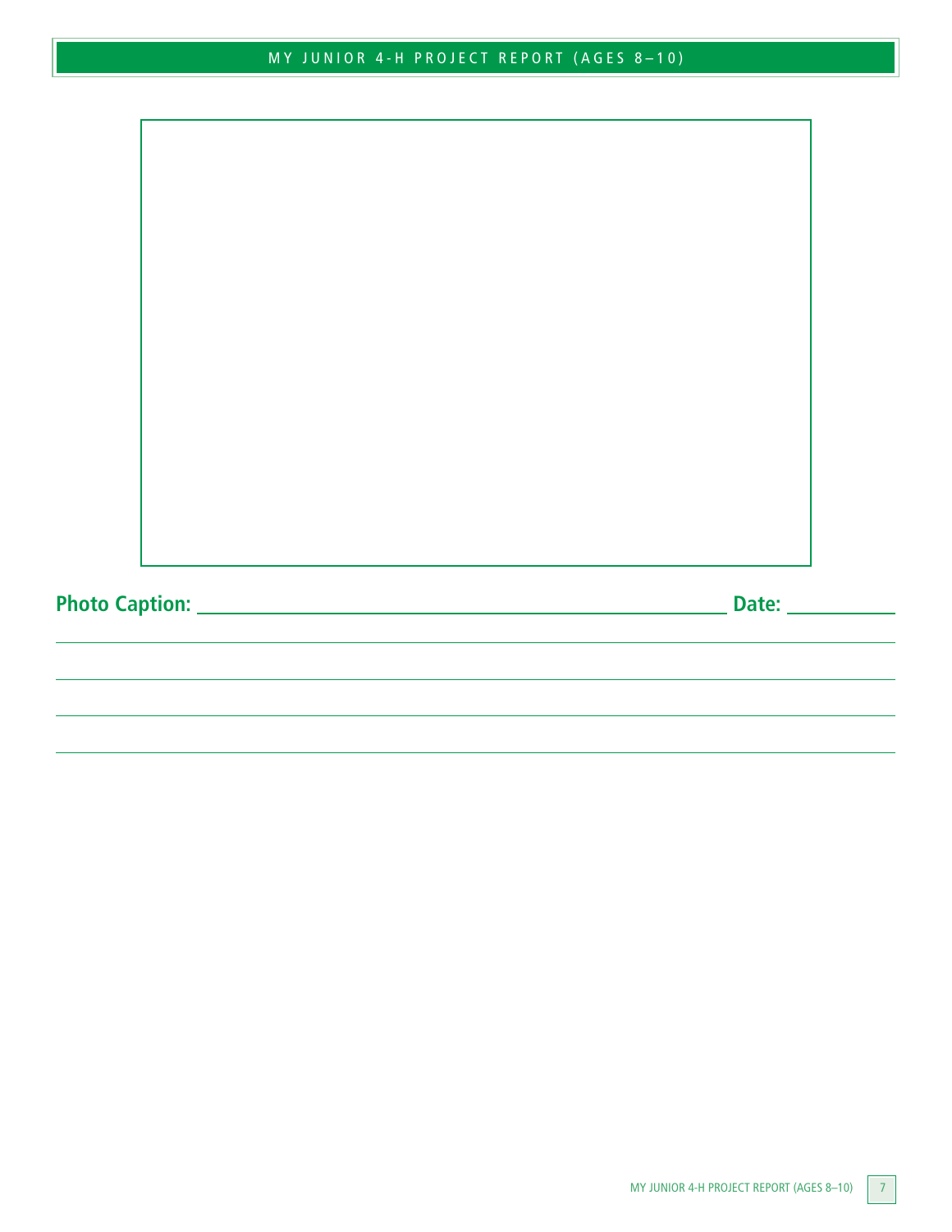**Photo Caption:** ______________________________________________ **Date:** __________

_____________________________________________________________________________

_____________________________________________________________________________

_____________________________________________________________________________

_____________________________________________________________________________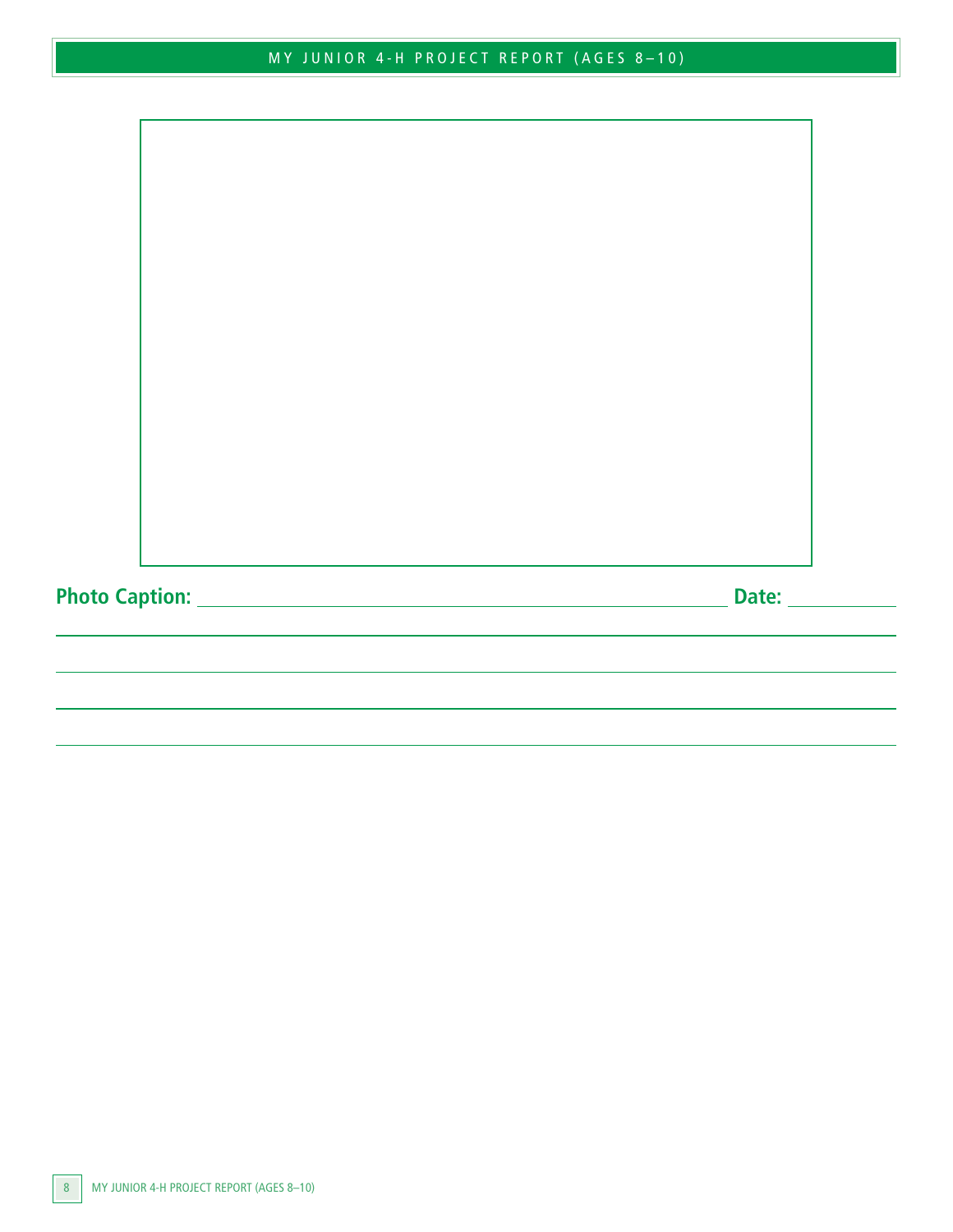**Photo Caption:** ______________________________________________ **Date:** __________

______________________________________________________________________

______________________________________________________________________

______________________________________________________________________

______________________________________________________________________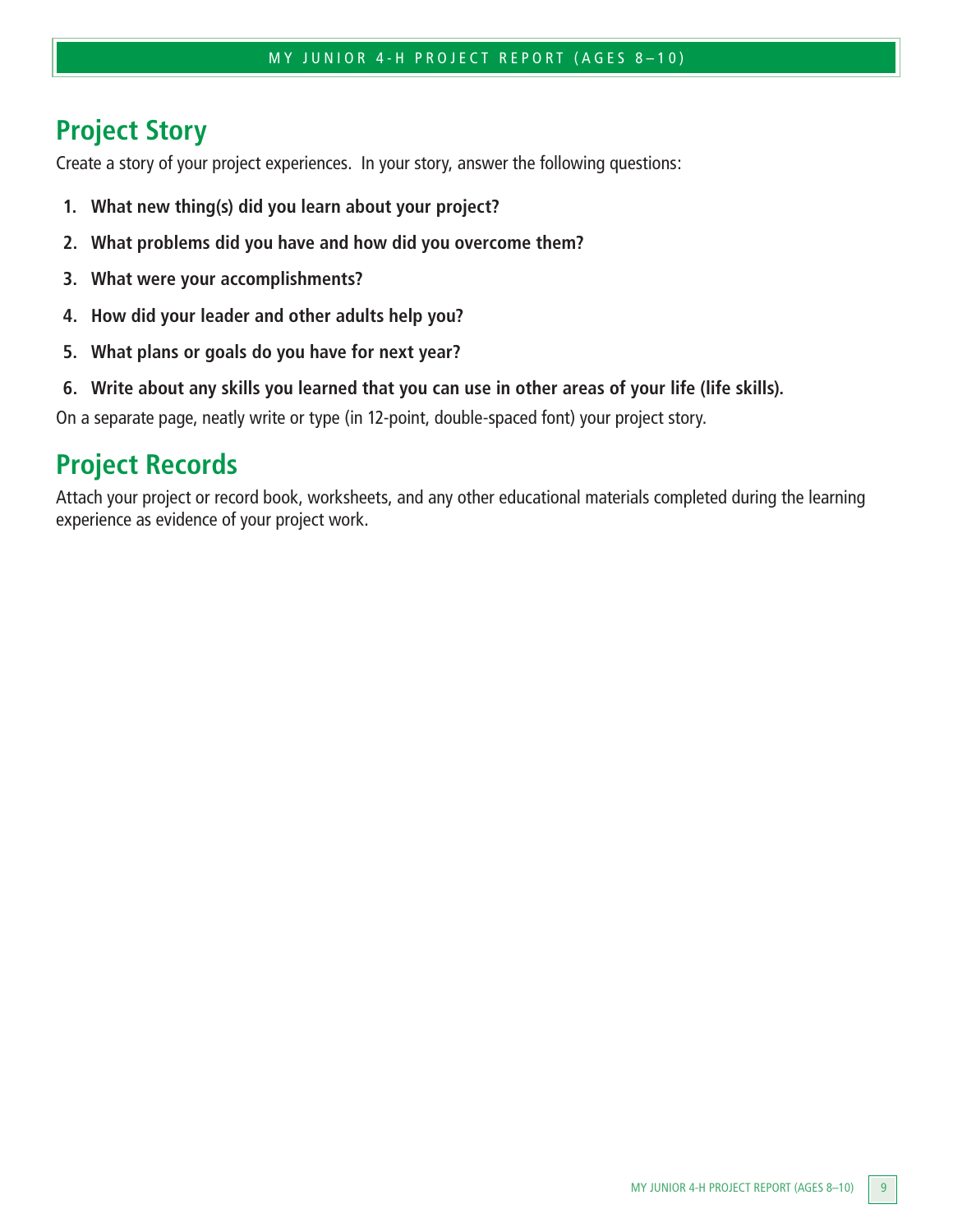## Project Story

Create a story of your project experiences. In your story, answer the following questions:

1. **What new thing(s) did you learn about your project?**
2. **What problems did you have and how did you overcome them?**
3. **What were your accomplishments?**
4. **How did your leader and other adults help you?**
5. **What plans or goals do you have for next year?**
6. **Write about any skills you learned that you can use in other areas of your life (life skills).**

On a separate page, neatly write or type (in 12-point, double-spaced font) your project story.

## Project Records

Attach your project or record book, worksheets, and any other educational materials completed during the learning experience as evidence of your project work.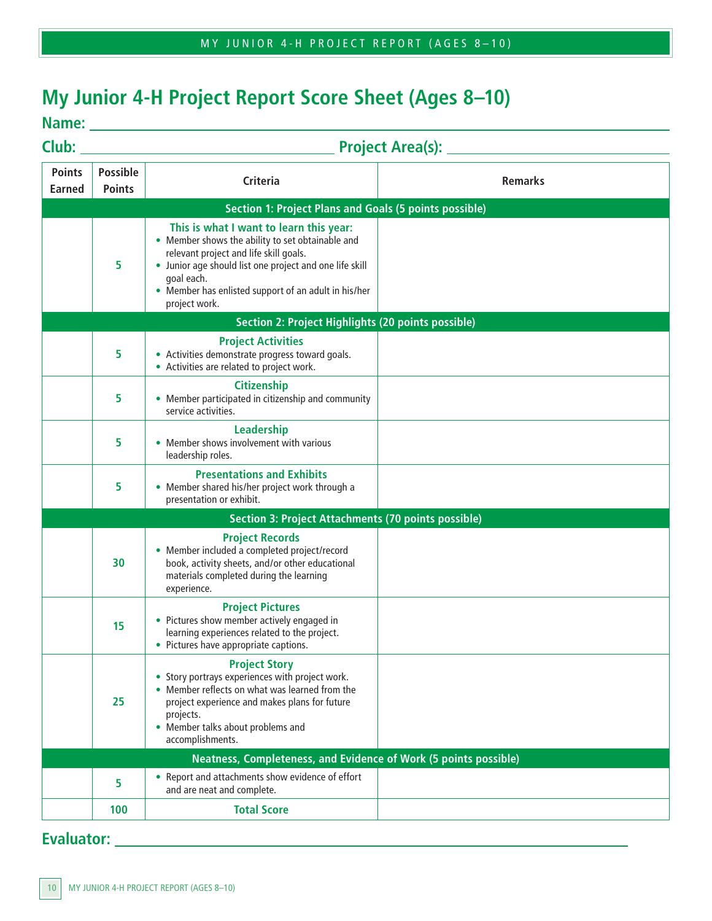# My Junior 4-H Project Report Score Sheet (Ages 8–10)

**Name:** ______________________________

**Club:** ______________________ **Project Area(s):** ______________________

| Points Earned | Possible Points | Criteria | Remarks |
|---|---|---|---|
| | | **Section 1: Project Plans and Goals (5 points possible)** | |
| | 5 | **This is what I want to learn this year:** • Member shows the ability to set obtainable and relevant project and life skill goals. • Junior age should list one project and one life skill goal each. • Member has enlisted support of an adult in his/her project work. | |
| | | **Section 2: Project Highlights (20 points possible)** | |
| | 5 | **Project Activities** • Activities demonstrate progress toward goals. • Activities are related to project work. | |
| | 5 | **Citizenship** • Member participated in citizenship and community service activities. | |
| | 5 | **Leadership** • Member shows involvement with various leadership roles. | |
| | 5 | **Presentations and Exhibits** • Member shared his/her project work through a presentation or exhibit. | |
| | | **Section 3: Project Attachments (70 points possible)** | |
| | 30 | **Project Records** • Member included a completed project/record book, activity sheets, and/or other educational materials completed during the learning experience. | |
| | 15 | **Project Pictures** • Pictures show member actively engaged in learning experiences related to the project. • Pictures have appropriate captions. | |
| | 25 | **Project Story** • Story portrays experiences with project work. • Member reflects on what was learned from the project experience and makes plans for future projects. • Member talks about problems and accomplishments. | |
| | | **Neatness, Completeness, and Evidence of Work (5 points possible)** | |
| | 5 | • Report and attachments show evidence of effort and are neat and complete. | |
| | 100 | **Total Score** | |

**Evaluator:** ______________________________